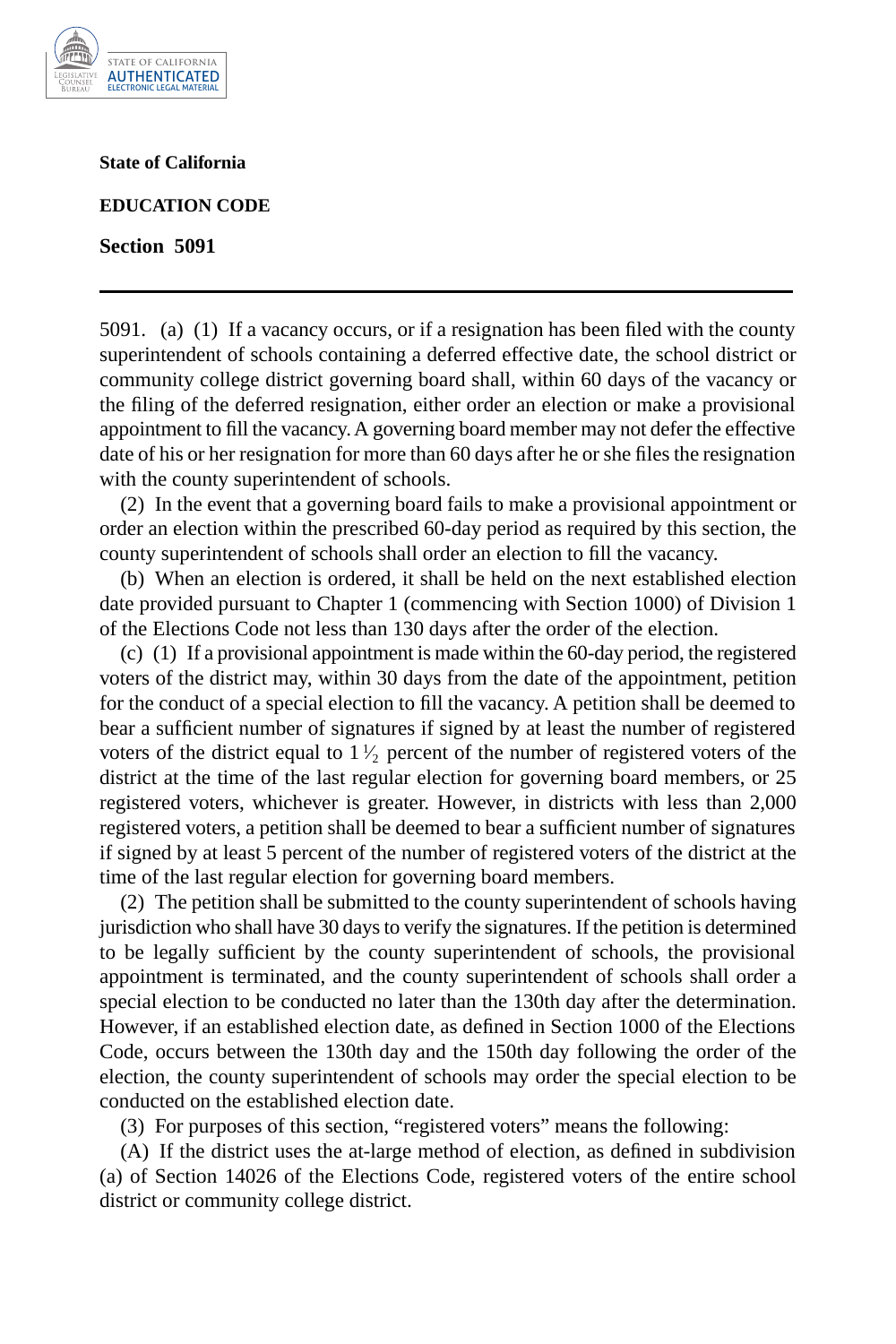**State of California**

**EDUCATION CODE**

**Section 5091**

---

5091. (a) (1) If a vacancy occurs, or if a resignation has been filed with the county superintendent of schools containing a deferred effective date, the school district or community college district governing board shall, within 60 days of the vacancy or the filing of the deferred resignation, either order an election or make a provisional appointment to fill the vacancy. A governing board member may not defer the effective date of his or her resignation for more than 60 days after he or she files the resignation with the county superintendent of schools.

(2) In the event that a governing board fails to make a provisional appointment or order an election within the prescribed 60-day period as required by this section, the county superintendent of schools shall order an election to fill the vacancy.

(b) When an election is ordered, it shall be held on the next established election date provided pursuant to Chapter 1 (commencing with Section 1000) of Division 1 of the Elections Code not less than 130 days after the order of the election.

(c) (1) If a provisional appointment is made within the 60-day period, the registered voters of the district may, within 30 days from the date of the appointment, petition for the conduct of a special election to fill the vacancy. A petition shall be deemed to bear a sufficient number of signatures if signed by at least the number of registered voters of the district equal to 1½ percent of the number of registered voters of the district at the time of the last regular election for governing board members, or 25 registered voters, whichever is greater. However, in districts with less than 2,000 registered voters, a petition shall be deemed to bear a sufficient number of signatures if signed by at least 5 percent of the number of registered voters of the district at the time of the last regular election for governing board members.

(2) The petition shall be submitted to the county superintendent of schools having jurisdiction who shall have 30 days to verify the signatures. If the petition is determined to be legally sufficient by the county superintendent of schools, the provisional appointment is terminated, and the county superintendent of schools shall order a special election to be conducted no later than the 130th day after the determination. However, if an established election date, as defined in Section 1000 of the Elections Code, occurs between the 130th day and the 150th day following the order of the election, the county superintendent of schools may order the special election to be conducted on the established election date.

(3) For purposes of this section, "registered voters" means the following:

(A) If the district uses the at-large method of election, as defined in subdivision (a) of Section 14026 of the Elections Code, registered voters of the entire school district or community college district.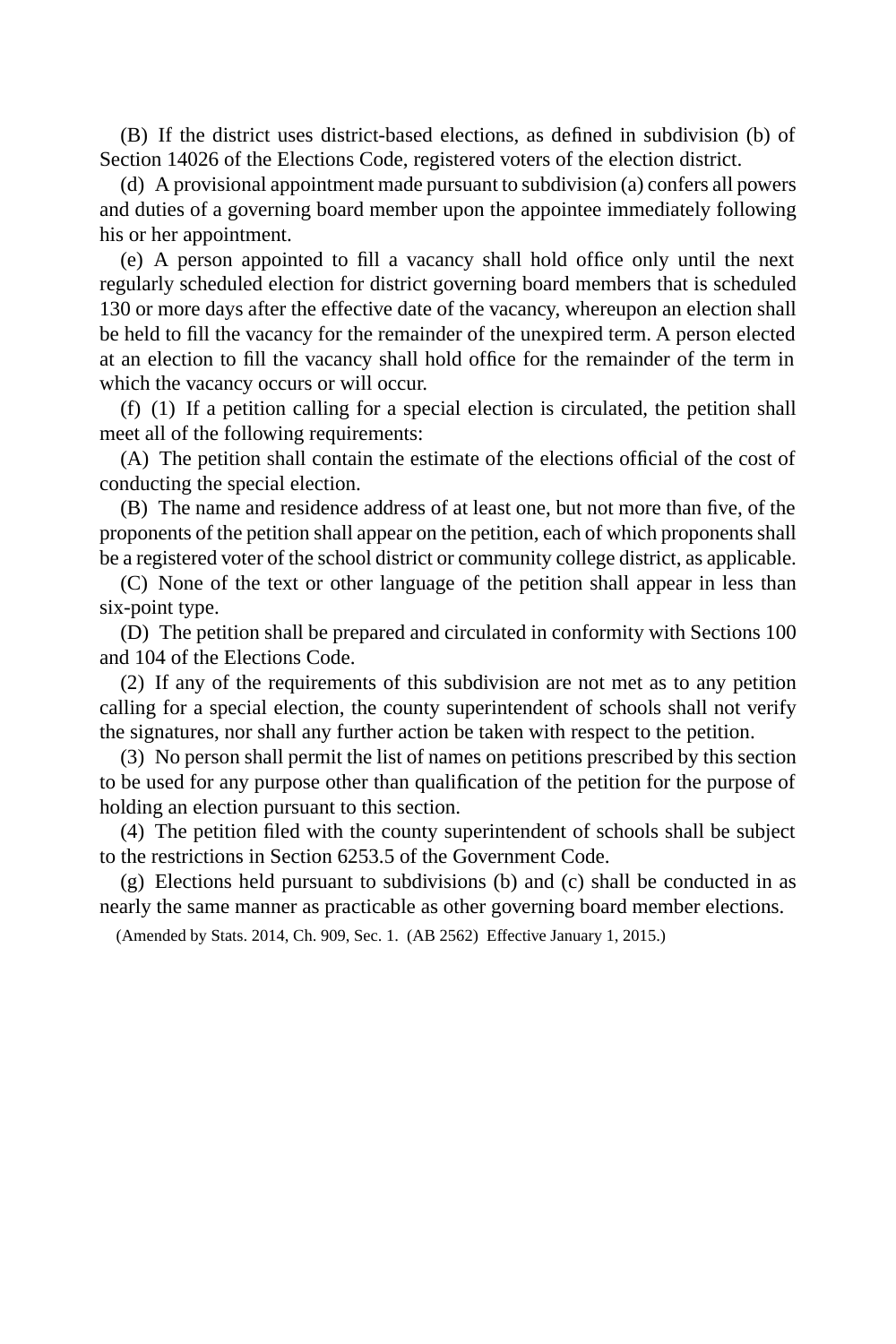(B) If the district uses district-based elections, as defined in subdivision (b) of Section 14026 of the Elections Code, registered voters of the election district.

(d) A provisional appointment made pursuant to subdivision (a) confers all powers and duties of a governing board member upon the appointee immediately following his or her appointment.

(e) A person appointed to fill a vacancy shall hold office only until the next regularly scheduled election for district governing board members that is scheduled 130 or more days after the effective date of the vacancy, whereupon an election shall be held to fill the vacancy for the remainder of the unexpired term. A person elected at an election to fill the vacancy shall hold office for the remainder of the term in which the vacancy occurs or will occur.

(f) (1) If a petition calling for a special election is circulated, the petition shall meet all of the following requirements:

(A) The petition shall contain the estimate of the elections official of the cost of conducting the special election.

(B) The name and residence address of at least one, but not more than five, of the proponents of the petition shall appear on the petition, each of which proponents shall be a registered voter of the school district or community college district, as applicable.

(C) None of the text or other language of the petition shall appear in less than six-point type.

(D) The petition shall be prepared and circulated in conformity with Sections 100 and 104 of the Elections Code.

(2) If any of the requirements of this subdivision are not met as to any petition calling for a special election, the county superintendent of schools shall not verify the signatures, nor shall any further action be taken with respect to the petition.

(3) No person shall permit the list of names on petitions prescribed by this section to be used for any purpose other than qualification of the petition for the purpose of holding an election pursuant to this section.

(4) The petition filed with the county superintendent of schools shall be subject to the restrictions in Section 6253.5 of the Government Code.

(g) Elections held pursuant to subdivisions (b) and (c) shall be conducted in as nearly the same manner as practicable as other governing board member elections.

(Amended by Stats. 2014, Ch. 909, Sec. 1. (AB 2562) Effective January 1, 2015.)